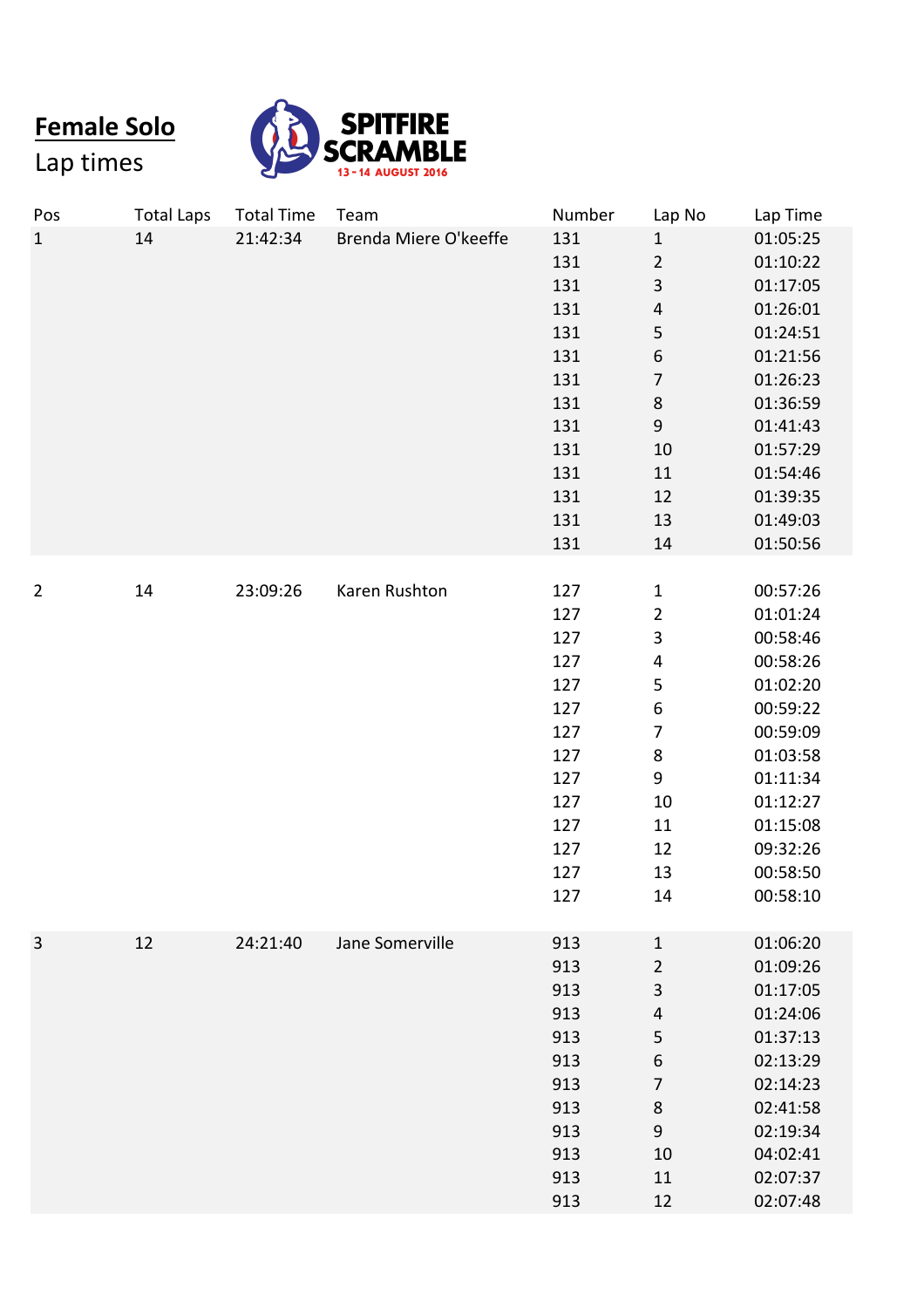# Female Solo

Lap times

SPITFIRE SCRAMBLE
13 - 14 AUGUST 2016

| Pos | Total Laps | Total Time | Team | Number | Lap No | Lap Time |
|---|---|---|---|---|---|---|
| 1 | 14 | 21:42:34 | Brenda Miere O'keeffe | 131 | 1 | 01:05:25 |
| | | | | 131 | 2 | 01:10:22 |
| | | | | 131 | 3 | 01:17:05 |
| | | | | 131 | 4 | 01:26:01 |
| | | | | 131 | 5 | 01:24:51 |
| | | | | 131 | 6 | 01:21:56 |
| | | | | 131 | 7 | 01:26:23 |
| | | | | 131 | 8 | 01:36:59 |
| | | | | 131 | 9 | 01:41:43 |
| | | | | 131 | 10 | 01:57:29 |
| | | | | 131 | 11 | 01:54:46 |
| | | | | 131 | 12 | 01:39:35 |
| | | | | 131 | 13 | 01:49:03 |
| | | | | 131 | 14 | 01:50:56 |
| 2 | 14 | 23:09:26 | Karen Rushton | 127 | 1 | 00:57:26 |
| | | | | 127 | 2 | 01:01:24 |
| | | | | 127 | 3 | 00:58:46 |
| | | | | 127 | 4 | 00:58:26 |
| | | | | 127 | 5 | 01:02:20 |
| | | | | 127 | 6 | 00:59:22 |
| | | | | 127 | 7 | 00:59:09 |
| | | | | 127 | 8 | 01:03:58 |
| | | | | 127 | 9 | 01:11:34 |
| | | | | 127 | 10 | 01:12:27 |
| | | | | 127 | 11 | 01:15:08 |
| | | | | 127 | 12 | 09:32:26 |
| | | | | 127 | 13 | 00:58:50 |
| | | | | 127 | 14 | 00:58:10 |
| 3 | 12 | 24:21:40 | Jane Somerville | 913 | 1 | 01:06:20 |
| | | | | 913 | 2 | 01:09:26 |
| | | | | 913 | 3 | 01:17:05 |
| | | | | 913 | 4 | 01:24:06 |
| | | | | 913 | 5 | 01:37:13 |
| | | | | 913 | 6 | 02:13:29 |
| | | | | 913 | 7 | 02:14:23 |
| | | | | 913 | 8 | 02:41:58 |
| | | | | 913 | 9 | 02:19:34 |
| | | | | 913 | 10 | 04:02:41 |
| | | | | 913 | 11 | 02:07:37 |
| | | | | 913 | 12 | 02:07:48 |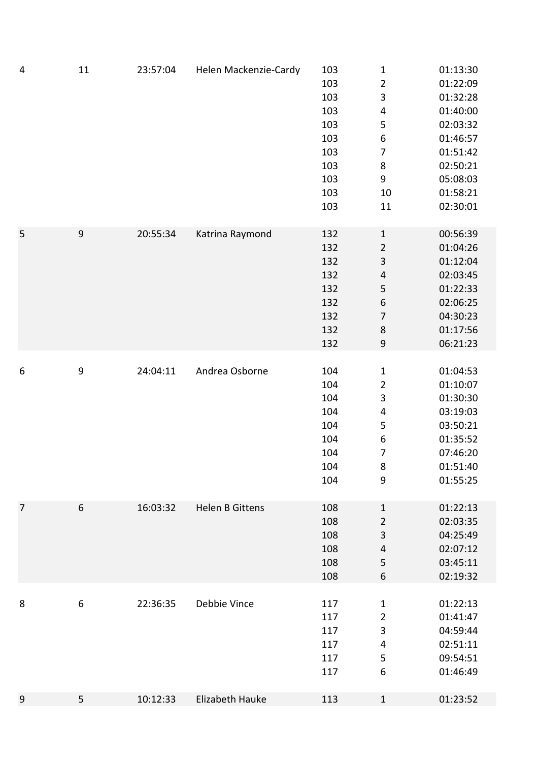| | | | | | | |
|---|---|---|---|---|---|---|
| 4 | 11 | 23:57:04 | Helen Mackenzie-Cardy | 103 | 1 | 01:13:30 |
| | | | | 103 | 2 | 01:22:09 |
| | | | | 103 | 3 | 01:32:28 |
| | | | | 103 | 4 | 01:40:00 |
| | | | | 103 | 5 | 02:03:32 |
| | | | | 103 | 6 | 01:46:57 |
| | | | | 103 | 7 | 01:51:42 |
| | | | | 103 | 8 | 02:50:21 |
| | | | | 103 | 9 | 05:08:03 |
| | | | | 103 | 10 | 01:58:21 |
| | | | | 103 | 11 | 02:30:01 |
| 5 | 9 | 20:55:34 | Katrina Raymond | 132 | 1 | 00:56:39 |
| | | | | 132 | 2 | 01:04:26 |
| | | | | 132 | 3 | 01:12:04 |
| | | | | 132 | 4 | 02:03:45 |
| | | | | 132 | 5 | 01:22:33 |
| | | | | 132 | 6 | 02:06:25 |
| | | | | 132 | 7 | 04:30:23 |
| | | | | 132 | 8 | 01:17:56 |
| | | | | 132 | 9 | 06:21:23 |
| 6 | 9 | 24:04:11 | Andrea Osborne | 104 | 1 | 01:04:53 |
| | | | | 104 | 2 | 01:10:07 |
| | | | | 104 | 3 | 01:30:30 |
| | | | | 104 | 4 | 03:19:03 |
| | | | | 104 | 5 | 03:50:21 |
| | | | | 104 | 6 | 01:35:52 |
| | | | | 104 | 7 | 07:46:20 |
| | | | | 104 | 8 | 01:51:40 |
| | | | | 104 | 9 | 01:55:25 |
| 7 | 6 | 16:03:32 | Helen B Gittens | 108 | 1 | 01:22:13 |
| | | | | 108 | 2 | 02:03:35 |
| | | | | 108 | 3 | 04:25:49 |
| | | | | 108 | 4 | 02:07:12 |
| | | | | 108 | 5 | 03:45:11 |
| | | | | 108 | 6 | 02:19:32 |
| 8 | 6 | 22:36:35 | Debbie Vince | 117 | 1 | 01:22:13 |
| | | | | 117 | 2 | 01:41:47 |
| | | | | 117 | 3 | 04:59:44 |
| | | | | 117 | 4 | 02:51:11 |
| | | | | 117 | 5 | 09:54:51 |
| | | | | 117 | 6 | 01:46:49 |
| 9 | 5 | 10:12:33 | Elizabeth Hauke | 113 | 1 | 01:23:52 |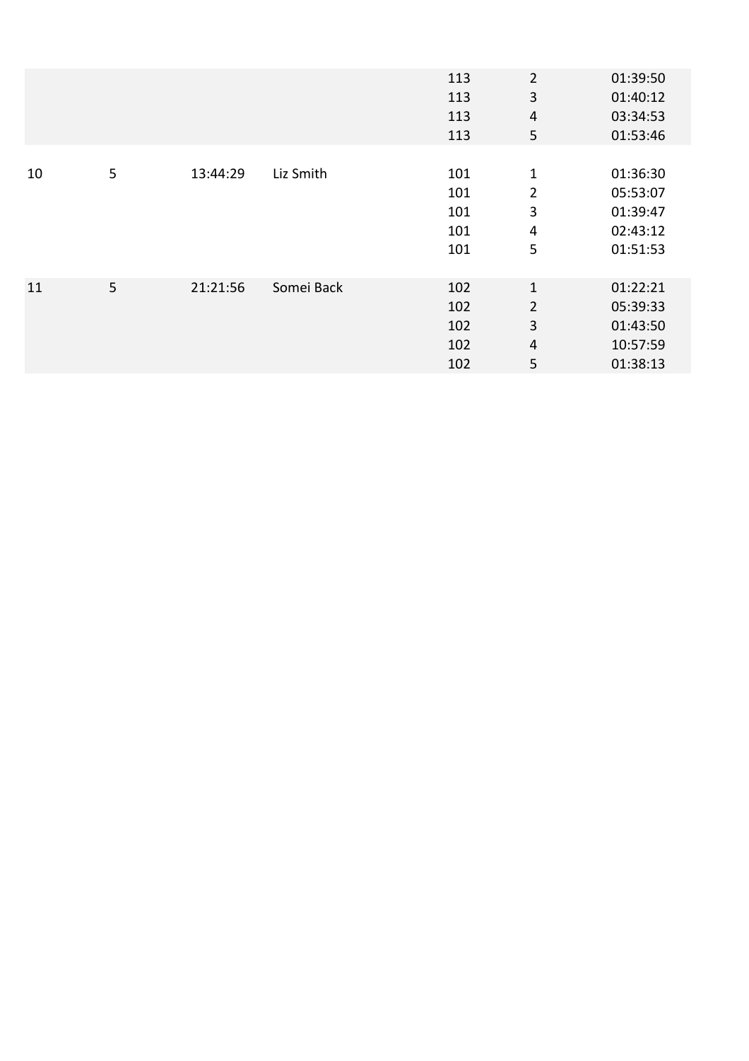| | | | | | | |
|---|---|---|---|---|---|---|
| | | | | 113 | 2 | 01:39:50 |
| | | | | 113 | 3 | 01:40:12 |
| | | | | 113 | 4 | 03:34:53 |
| | | | | 113 | 5 | 01:53:46 |
| 10 | 5 | 13:44:29 | Liz Smith | 101 | 1 | 01:36:30 |
| | | | | 101 | 2 | 05:53:07 |
| | | | | 101 | 3 | 01:39:47 |
| | | | | 101 | 4 | 02:43:12 |
| | | | | 101 | 5 | 01:51:53 |
| 11 | 5 | 21:21:56 | Somei Back | 102 | 1 | 01:22:21 |
| | | | | 102 | 2 | 05:39:33 |
| | | | | 102 | 3 | 01:43:50 |
| | | | | 102 | 4 | 10:57:59 |
| | | | | 102 | 5 | 01:38:13 |